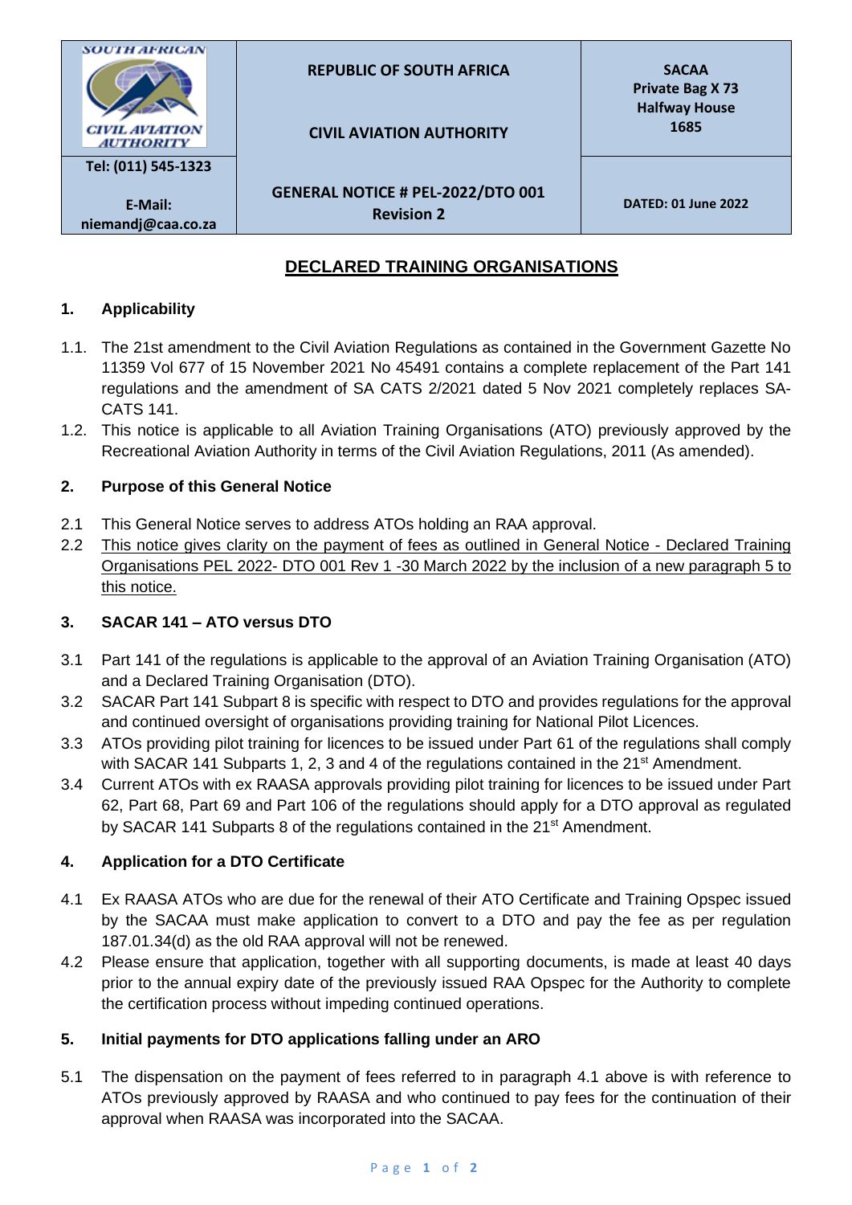| SOUTH AFRICAN CIVIL AVIATION AUTHORITY | REPUBLIC OF SOUTH AFRICA<br><br>CIVIL AVIATION AUTHORITY | SACAA<br>Private Bag X 73<br>Halfway House<br>1685 |
|---|---|---|
| Tel: (011) 545-1323<br><br>E-Mail: niemandj@caa.co.za | GENERAL NOTICE # PEL-2022/DTO 001<br>Revision 2 | DATED: 01 June 2022 |

# DECLARED TRAINING ORGANISATIONS

## 1. Applicability

1.1. The 21st amendment to the Civil Aviation Regulations as contained in the Government Gazette No 11359 Vol 677 of 15 November 2021 No 45491 contains a complete replacement of the Part 141 regulations and the amendment of SA CATS 2/2021 dated 5 Nov 2021 completely replaces SA-CATS 141.

1.2. This notice is applicable to all Aviation Training Organisations (ATO) previously approved by the Recreational Aviation Authority in terms of the Civil Aviation Regulations, 2011 (As amended).

## 2. Purpose of this General Notice

2.1 This General Notice serves to address ATOs holding an RAA approval.

2.2 This notice gives clarity on the payment of fees as outlined in General Notice - Declared Training Organisations PEL 2022- DTO 001 Rev 1 -30 March 2022 by the inclusion of a new paragraph 5 to this notice.

## 3. SACAR 141 – ATO versus DTO

3.1 Part 141 of the regulations is applicable to the approval of an Aviation Training Organisation (ATO) and a Declared Training Organisation (DTO).

3.2 SACAR Part 141 Subpart 8 is specific with respect to DTO and provides regulations for the approval and continued oversight of organisations providing training for National Pilot Licences.

3.3 ATOs providing pilot training for licences to be issued under Part 61 of the regulations shall comply with SACAR 141 Subparts 1, 2, 3 and 4 of the regulations contained in the 21st Amendment.

3.4 Current ATOs with ex RAASA approvals providing pilot training for licences to be issued under Part 62, Part 68, Part 69 and Part 106 of the regulations should apply for a DTO approval as regulated by SACAR 141 Subparts 8 of the regulations contained in the 21st Amendment.

## 4. Application for a DTO Certificate

4.1 Ex RAASA ATOs who are due for the renewal of their ATO Certificate and Training Opspec issued by the SACAA must make application to convert to a DTO and pay the fee as per regulation 187.01.34(d) as the old RAA approval will not be renewed.

4.2 Please ensure that application, together with all supporting documents, is made at least 40 days prior to the annual expiry date of the previously issued RAA Opspec for the Authority to complete the certification process without impeding continued operations.

## 5. Initial payments for DTO applications falling under an ARO

5.1 The dispensation on the payment of fees referred to in paragraph 4.1 above is with reference to ATOs previously approved by RAASA and who continued to pay fees for the continuation of their approval when RAASA was incorporated into the SACAA.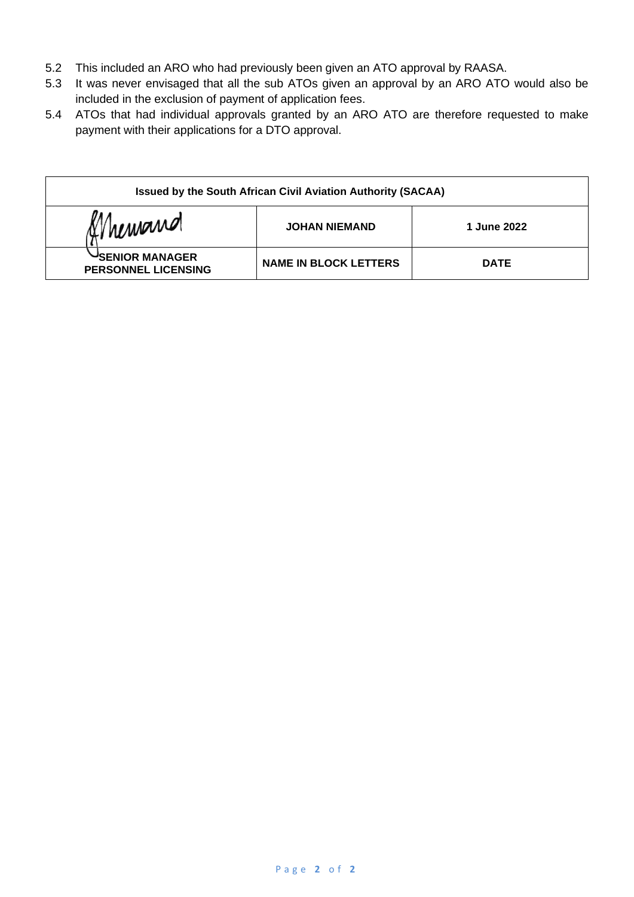5.2 This included an ARO who had previously been given an ATO approval by RAASA.

5.3 It was never envisaged that all the sub ATOs given an approval by an ARO ATO would also be included in the exclusion of payment of application fees.

5.4 ATOs that had individual approvals granted by an ARO ATO are therefore requested to make payment with their applications for a DTO approval.

| **Issued by the South African Civil Aviation Authority (SACAA)** | | |
|---|---|---|
| | **JOHAN NIEMAND** | **1 June 2022** |
| **SENIOR MANAGER PERSONNEL LICENSING** | **NAME IN BLOCK LETTERS** | **DATE** |